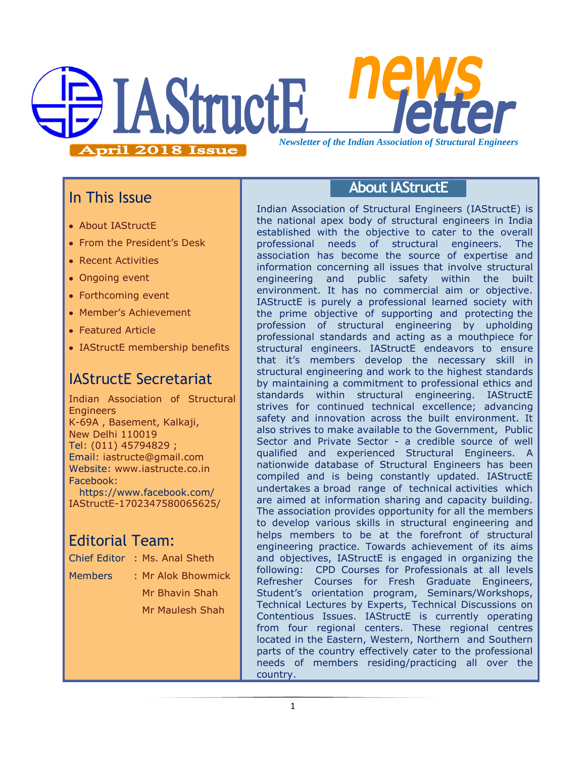# IAStructE newsletter

*Newsletter of the Indian Association of Structural Engineers*

**April 2018 Issue**

## In This Issue

- About IAStructE
- From the President's Desk
- Recent Activities
- Ongoing event
- Forthcoming event
- Member's Achievement
- Featured Article
- IAStructE membership benefits

## IAStructE Secretariat

Indian Association of Structural Engineers
K-69A , Basement, Kalkaji,
New Delhi 110019
Tel: (011) 45794829 ;
Email: iastructe@gmail.com
Website: www.iastructe.co.in
Facebook:
https://www.facebook.com/IAStructE-1702347580065625/

## Editorial Team:

Chief Editor : Ms. Anal Sheth

Members : Mr Alok Bhowmick
Mr Bhavin Shah
Mr Maulesh Shah

## About IAStructE

Indian Association of Structural Engineers (IAStructE) is the national apex body of structural engineers in India established with the objective to cater to the overall professional needs of structural engineers. The association has become the source of expertise and information concerning all issues that involve structural engineering and public safety within the built environment. It has no commercial aim or objective. IAStructE is purely a professional learned society with the prime objective of supporting and protecting the profession of structural engineering by upholding professional standards and acting as a mouthpiece for structural engineers. IAStructE endeavors to ensure that it's members develop the necessary skill in structural engineering and work to the highest standards by maintaining a commitment to professional ethics and standards within structural engineering. IAStructE strives for continued technical excellence; advancing safety and innovation across the built environment. It also strives to make available to the Government, Public Sector and Private Sector - a credible source of well qualified and experienced Structural Engineers. A nationwide database of Structural Engineers has been compiled and is being constantly updated. IAStructE undertakes a broad range of technical activities which are aimed at information sharing and capacity building. The association provides opportunity for all the members to develop various skills in structural engineering and helps members to be at the forefront of structural engineering practice. Towards achievement of its aims and objectives, IAStructE is engaged in organizing the following: CPD Courses for Professionals at all levels Refresher Courses for Fresh Graduate Engineers, Student's orientation program, Seminars/Workshops, Technical Lectures by Experts, Technical Discussions on Contentious Issues. IAStructE is currently operating from four regional centers. These regional centres located in the Eastern, Western, Northern and Southern parts of the country effectively cater to the professional needs of members residing/practicing all over the country.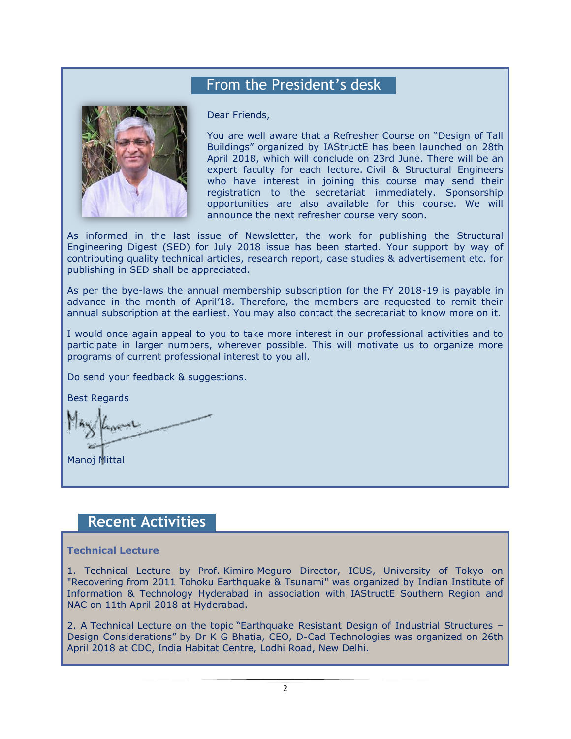## From the President's desk

Dear Friends,

You are well aware that a Refresher Course on "Design of Tall Buildings" organized by IAStructE has been launched on 28th April 2018, which will conclude on 23rd June. There will be an expert faculty for each lecture. Civil & Structural Engineers who have interest in joining this course may send their registration to the secretariat immediately. Sponsorship opportunities are also available for this course. We will announce the next refresher course very soon.

As informed in the last issue of Newsletter, the work for publishing the Structural Engineering Digest (SED) for July 2018 issue has been started. Your support by way of contributing quality technical articles, research report, case studies & advertisement etc. for publishing in SED shall be appreciated.

As per the bye-laws the annual membership subscription for the FY 2018-19 is payable in advance in the month of April'18. Therefore, the members are requested to remit their annual subscription at the earliest. You may also contact the secretariat to know more on it.

I would once again appeal to you to take more interest in our professional activities and to participate in larger numbers, wherever possible. This will motivate us to organize more programs of current professional interest to you all.

Do send your feedback & suggestions.

Best Regards

Manoj Mittal

## Recent Activities

**Technical Lecture**

1. Technical Lecture by Prof. Kimiro Meguro Director, ICUS, University of Tokyo on "Recovering from 2011 Tohoku Earthquake & Tsunami" was organized by Indian Institute of Information & Technology Hyderabad in association with IAStructE Southern Region and NAC on 11th April 2018 at Hyderabad.

2. A Technical Lecture on the topic "Earthquake Resistant Design of Industrial Structures – Design Considerations" by Dr K G Bhatia, CEO, D-Cad Technologies was organized on 26th April 2018 at CDC, India Habitat Centre, Lodhi Road, New Delhi.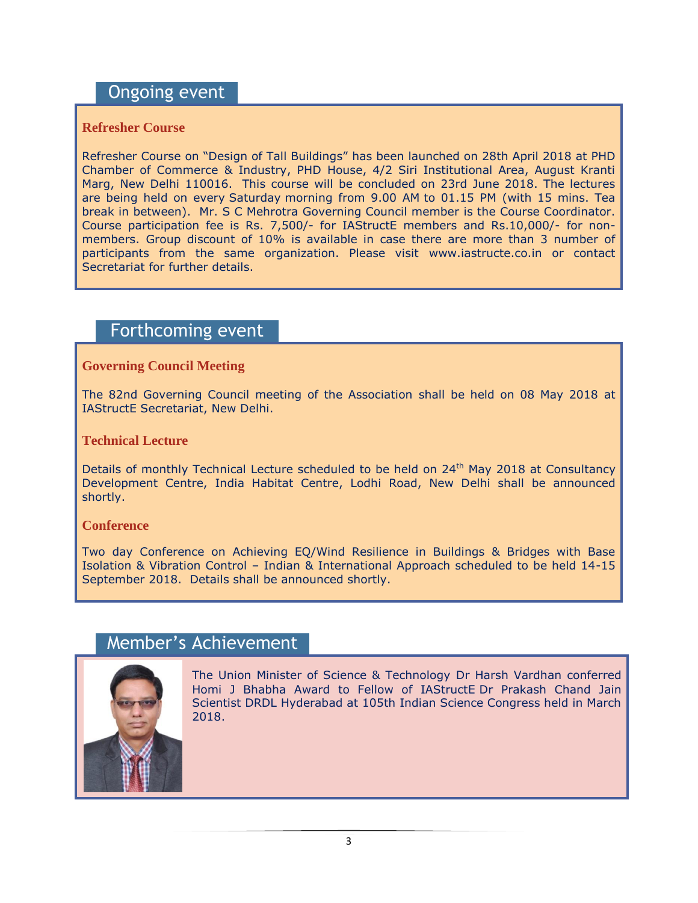## Ongoing event

### Refresher Course

Refresher Course on "Design of Tall Buildings" has been launched on 28th April 2018 at PHD Chamber of Commerce & Industry, PHD House, 4/2 Siri Institutional Area, August Kranti Marg, New Delhi 110016. This course will be concluded on 23rd June 2018. The lectures are being held on every Saturday morning from 9.00 AM to 01.15 PM (with 15 mins. Tea break in between). Mr. S C Mehrotra Governing Council member is the Course Coordinator. Course participation fee is Rs. 7,500/- for IAStructE members and Rs.10,000/- for non-members. Group discount of 10% is available in case there are more than 3 number of participants from the same organization. Please visit www.iastructe.co.in or contact Secretariat for further details.

## Forthcoming event

### Governing Council Meeting

The 82nd Governing Council meeting of the Association shall be held on 08 May 2018 at IAStructE Secretariat, New Delhi.

### Technical Lecture

Details of monthly Technical Lecture scheduled to be held on 24th May 2018 at Consultancy Development Centre, India Habitat Centre, Lodhi Road, New Delhi shall be announced shortly.

### Conference

Two day Conference on Achieving EQ/Wind Resilience in Buildings & Bridges with Base Isolation & Vibration Control – Indian & International Approach scheduled to be held 14-15 September 2018. Details shall be announced shortly.

## Member's Achievement

The Union Minister of Science & Technology Dr Harsh Vardhan conferred Homi J Bhabha Award to Fellow of IAStructE Dr Prakash Chand Jain Scientist DRDL Hyderabad at 105th Indian Science Congress held in March 2018.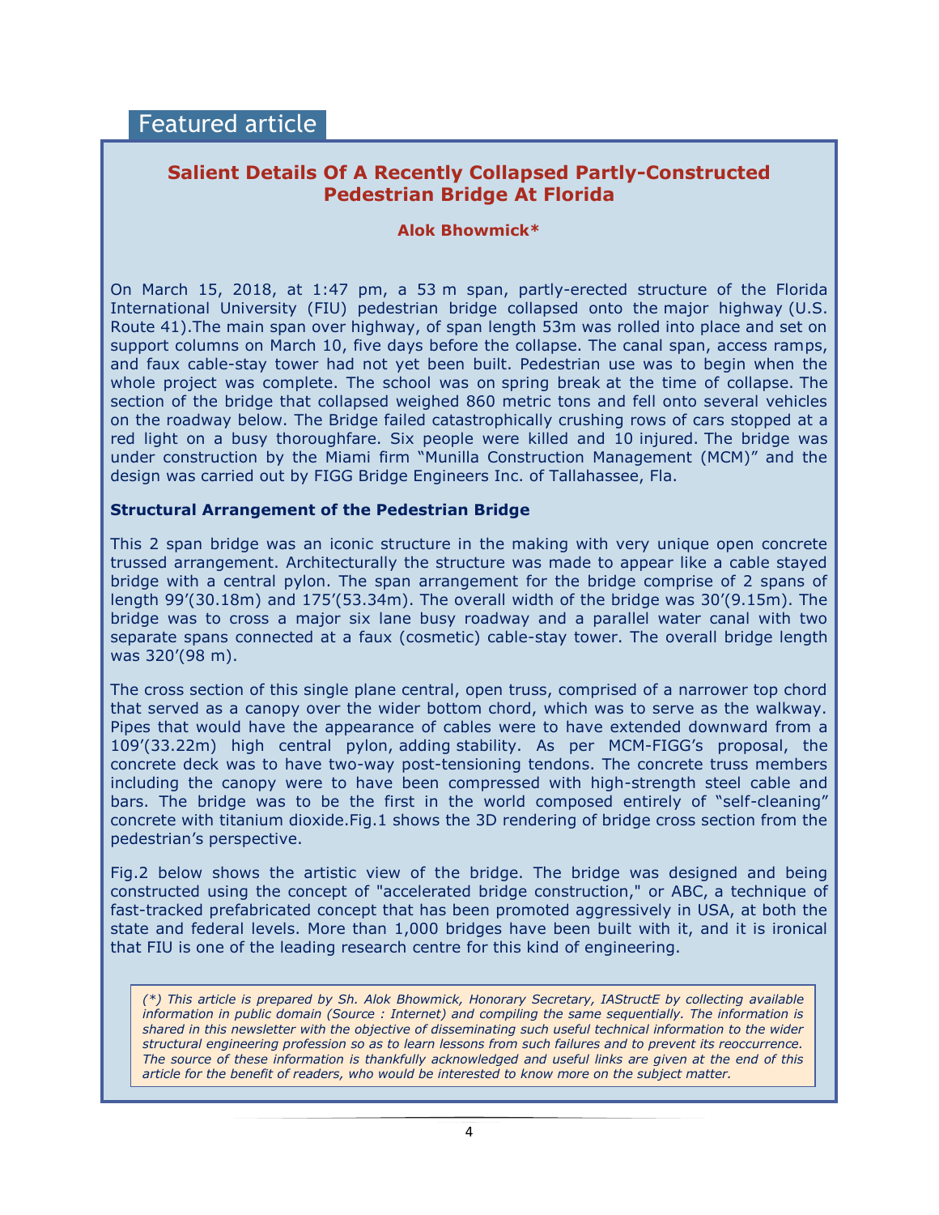Featured article

## Salient Details Of A Recently Collapsed Partly-Constructed Pedestrian Bridge At Florida

**Alok Bhowmick***

On March 15, 2018, at 1:47 pm, a 53 m span, partly-erected structure of the Florida International University (FIU) pedestrian bridge collapsed onto the major highway (U.S. Route 41).The main span over highway, of span length 53m was rolled into place and set on support columns on March 10, five days before the collapse. The canal span, access ramps, and faux cable-stay tower had not yet been built. Pedestrian use was to begin when the whole project was complete. The school was on spring break at the time of collapse. The section of the bridge that collapsed weighed 860 metric tons and fell onto several vehicles on the roadway below. The Bridge failed catastrophically crushing rows of cars stopped at a red light on a busy thoroughfare. Six people were killed and 10 injured. The bridge was under construction by the Miami firm "Munilla Construction Management (MCM)" and the design was carried out by FIGG Bridge Engineers Inc. of Tallahassee, Fla.

### Structural Arrangement of the Pedestrian Bridge

This 2 span bridge was an iconic structure in the making with very unique open concrete trussed arrangement. Architecturally the structure was made to appear like a cable stayed bridge with a central pylon. The span arrangement for the bridge comprise of 2 spans of length 99'(30.18m) and 175'(53.34m). The overall width of the bridge was 30'(9.15m). The bridge was to cross a major six lane busy roadway and a parallel water canal with two separate spans connected at a faux (cosmetic) cable-stay tower. The overall bridge length was 320'(98 m).

The cross section of this single plane central, open truss, comprised of a narrower top chord that served as a canopy over the wider bottom chord, which was to serve as the walkway. Pipes that would have the appearance of cables were to have extended downward from a 109'(33.22m) high central pylon, adding stability. As per MCM-FIGG's proposal, the concrete deck was to have two-way post-tensioning tendons. The concrete truss members including the canopy were to have been compressed with high-strength steel cable and bars. The bridge was to be the first in the world composed entirely of "self-cleaning" concrete with titanium dioxide.Fig.1 shows the 3D rendering of bridge cross section from the pedestrian's perspective.

Fig.2 below shows the artistic view of the bridge. The bridge was designed and being constructed using the concept of "accelerated bridge construction," or ABC, a technique of fast-tracked prefabricated concept that has been promoted aggressively in USA, at both the state and federal levels. More than 1,000 bridges have been built with it, and it is ironical that FIU is one of the leading research centre for this kind of engineering.

*(\*) This article is prepared by Sh. Alok Bhowmick, Honorary Secretary, IAStructE by collecting available information in public domain (Source : Internet) and compiling the same sequentially. The information is shared in this newsletter with the objective of disseminating such useful technical information to the wider structural engineering profession so as to learn lessons from such failures and to prevent its reoccurrence. The source of these information is thankfully acknowledged and useful links are given at the end of this article for the benefit of readers, who would be interested to know more on the subject matter.*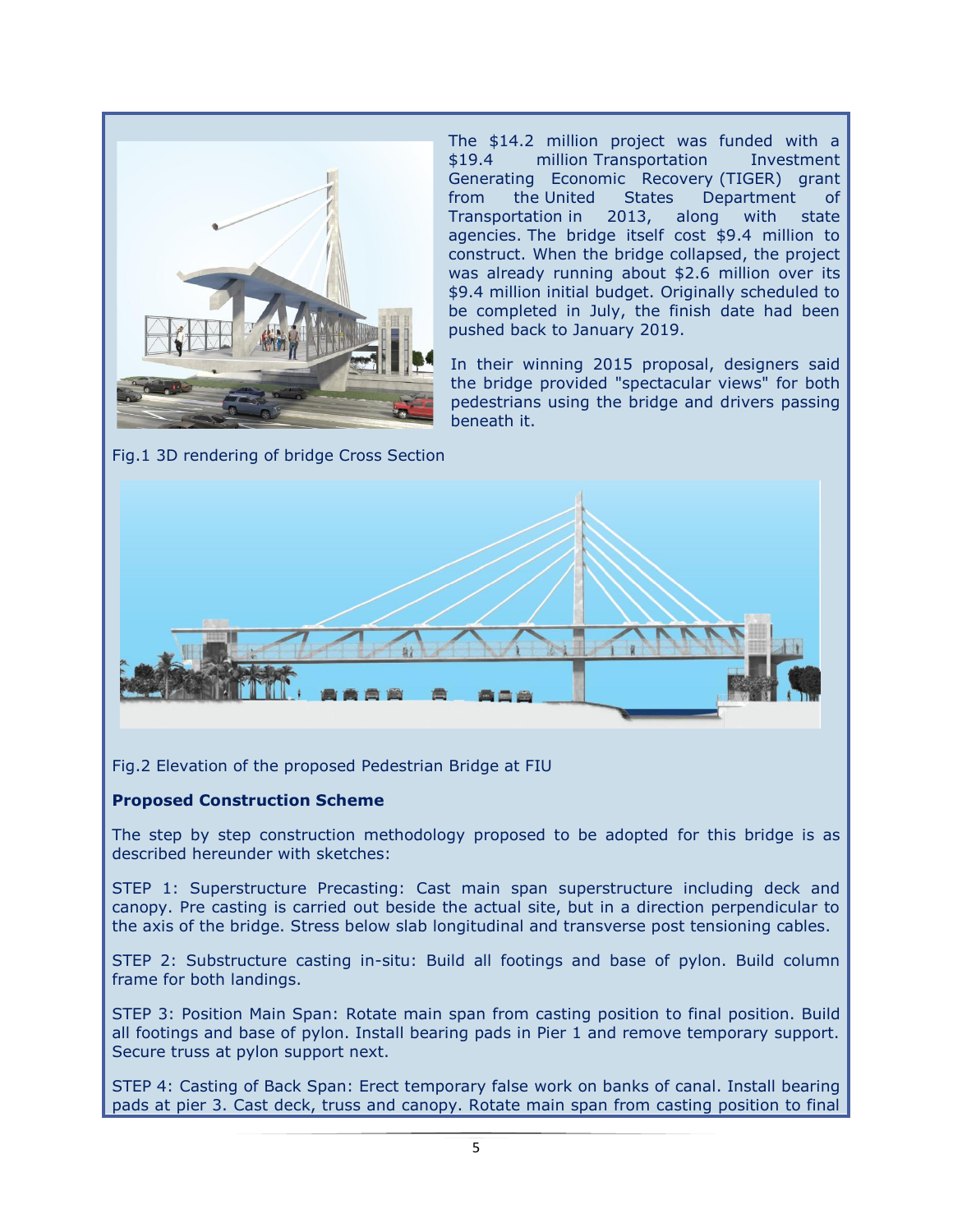The $14.2 million project was funded with a $19.4 million Transportation Investment Generating Economic Recovery (TIGER) grant from the United States Department of Transportation in 2013, along with state agencies. The bridge itself cost $9.4 million to construct. When the bridge collapsed, the project was already running about $2.6 million over its $9.4 million initial budget. Originally scheduled to be completed in July, the finish date had been pushed back to January 2019.

In their winning 2015 proposal, designers said the bridge provided "spectacular views" for both pedestrians using the bridge and drivers passing beneath it.

Fig.1 3D rendering of bridge Cross Section

Fig.2 Elevation of the proposed Pedestrian Bridge at FIU

**Proposed Construction Scheme**

The step by step construction methodology proposed to be adopted for this bridge is as described hereunder with sketches:

STEP 1: Superstructure Precasting: Cast main span superstructure including deck and canopy. Pre casting is carried out beside the actual site, but in a direction perpendicular to the axis of the bridge. Stress below slab longitudinal and transverse post tensioning cables.

STEP 2: Substructure casting in-situ: Build all footings and base of pylon. Build column frame for both landings.

STEP 3: Position Main Span: Rotate main span from casting position to final position. Build all footings and base of pylon. Install bearing pads in Pier 1 and remove temporary support. Secure truss at pylon support next.

STEP 4: Casting of Back Span: Erect temporary false work on banks of canal. Install bearing pads at pier 3. Cast deck, truss and canopy. Rotate main span from casting position to final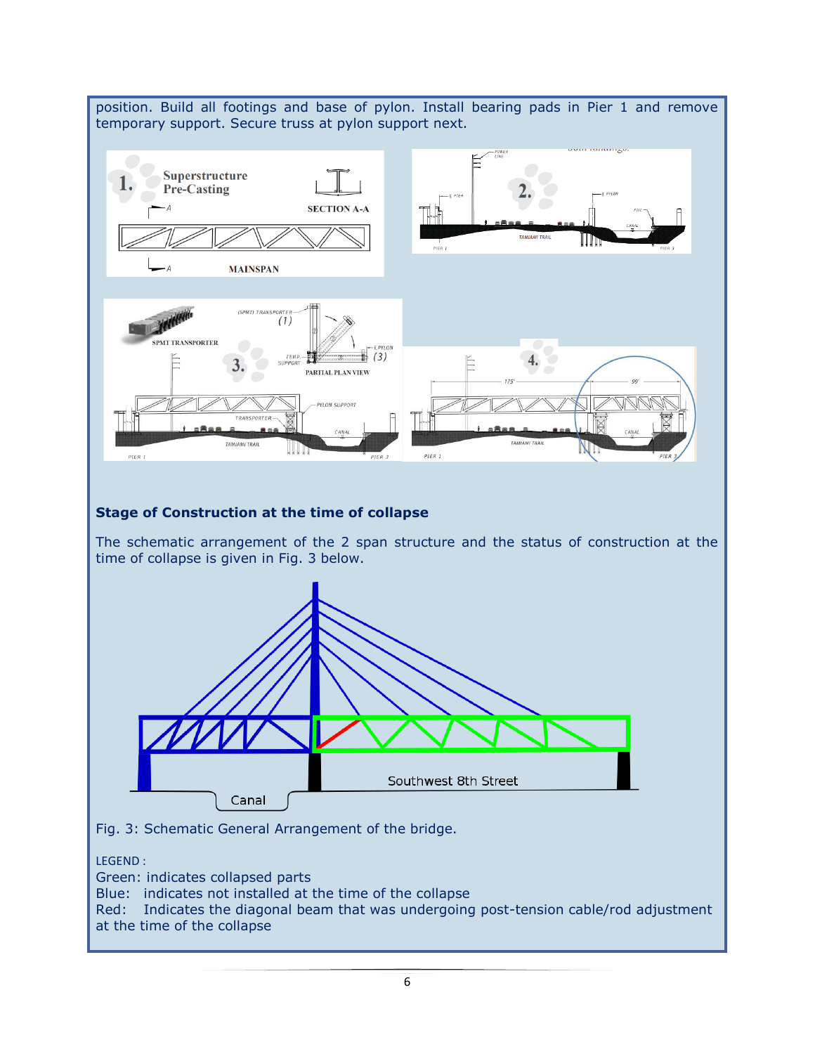position. Build all footings and base of pylon. Install bearing pads in Pier 1 and remove temporary support. Secure truss at pylon support next.

### Stage of Construction at the time of collapse

The schematic arrangement of the 2 span structure and the status of construction at the time of collapse is given in Fig. 3 below.

Fig. 3: Schematic General Arrangement of the bridge.

LEGEND :
Green: indicates collapsed parts
Blue: indicates not installed at the time of the collapse
Red: Indicates the diagonal beam that was undergoing post-tension cable/rod adjustment at the time of the collapse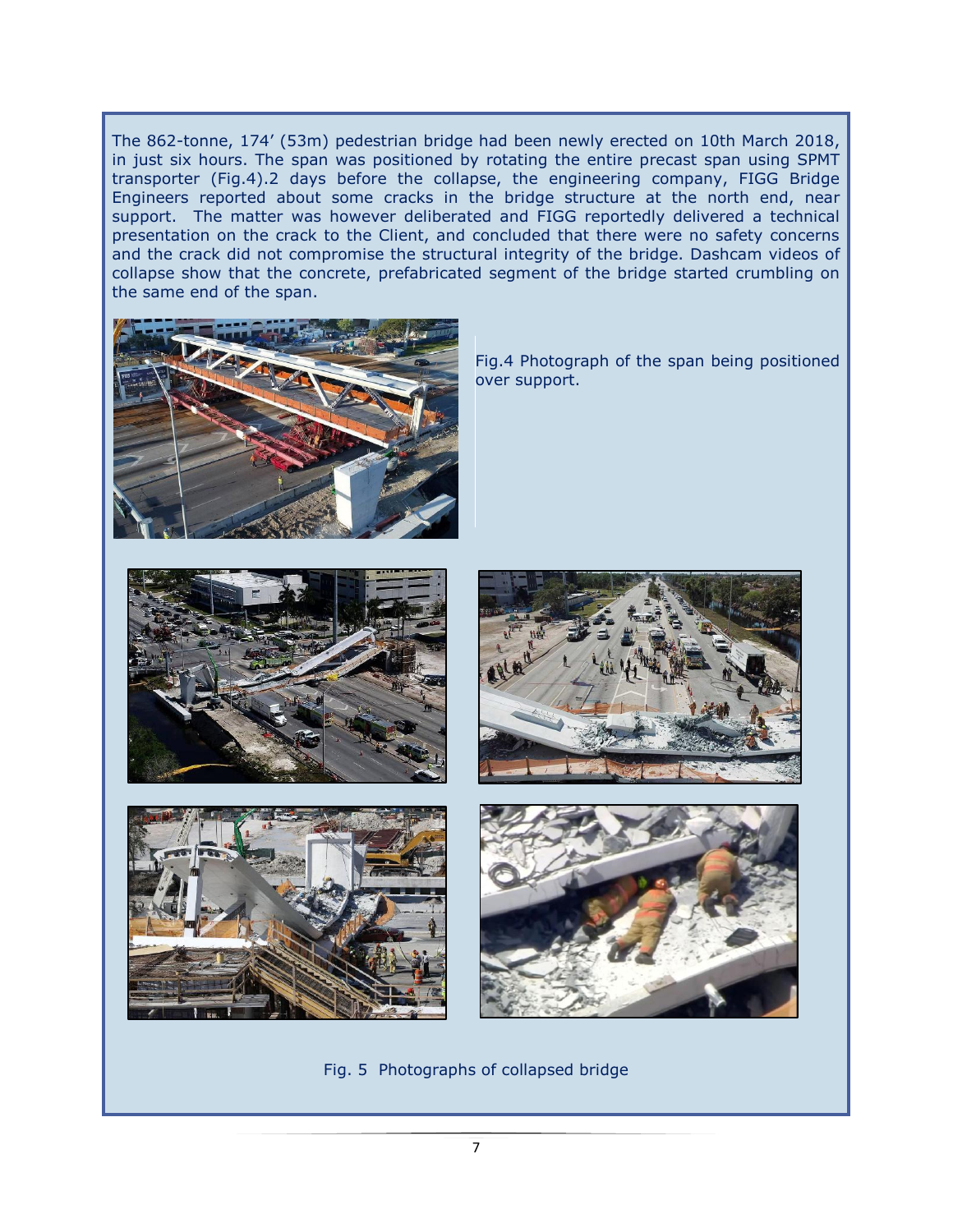The 862-tonne, 174′ (53m) pedestrian bridge had been newly erected on 10th March 2018, in just six hours. The span was positioned by rotating the entire precast span using SPMT transporter (Fig.4).2 days before the collapse, the engineering company, FIGG Bridge Engineers reported about some cracks in the bridge structure at the north end, near support. The matter was however deliberated and FIGG reportedly delivered a technical presentation on the crack to the Client, and concluded that there were no safety concerns and the crack did not compromise the structural integrity of the bridge. Dashcam videos of collapse show that the concrete, prefabricated segment of the bridge started crumbling on the same end of the span.

Fig.4 Photograph of the span being positioned over support.

Fig. 5 Photographs of collapsed bridge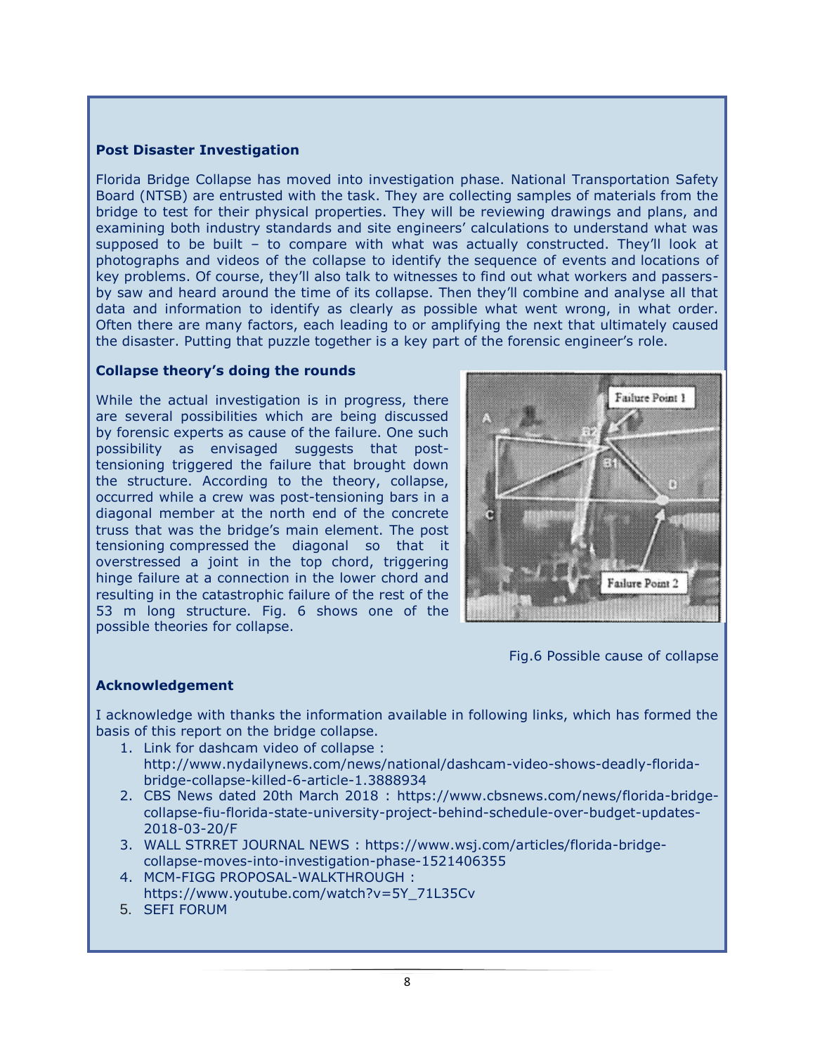**Post Disaster Investigation**

Florida Bridge Collapse has moved into investigation phase. National Transportation Safety Board (NTSB) are entrusted with the task. They are collecting samples of materials from the bridge to test for their physical properties. They will be reviewing drawings and plans, and examining both industry standards and site engineers' calculations to understand what was supposed to be built – to compare with what was actually constructed. They'll look at photographs and videos of the collapse to identify the sequence of events and locations of key problems. Of course, they'll also talk to witnesses to find out what workers and passers-by saw and heard around the time of its collapse. Then they'll combine and analyse all that data and information to identify as clearly as possible what went wrong, in what order. Often there are many factors, each leading to or amplifying the next that ultimately caused the disaster. Putting that puzzle together is a key part of the forensic engineer's role.

**Collapse theory's doing the rounds**

While the actual investigation is in progress, there are several possibilities which are being discussed by forensic experts as cause of the failure. One such possibility as envisaged suggests that post-tensioning triggered the failure that brought down the structure. According to the theory, collapse, occurred while a crew was post-tensioning bars in a diagonal member at the north end of the concrete truss that was the bridge's main element. The post tensioning compressed the diagonal so that it overstressed a joint in the top chord, triggering hinge failure at a connection in the lower chord and resulting in the catastrophic failure of the rest of the 53 m long structure. Fig. 6 shows one of the possible theories for collapse.

Fig.6 Possible cause of collapse

**Acknowledgement**

I acknowledge with thanks the information available in following links, which has formed the basis of this report on the bridge collapse.

1. Link for dashcam video of collapse : http://www.nydailynews.com/news/national/dashcam-video-shows-deadly-florida-bridge-collapse-killed-6-article-1.3888934
2. CBS News dated 20th March 2018 : https://www.cbsnews.com/news/florida-bridge-collapse-fiu-florida-state-university-project-behind-schedule-over-budget-updates-2018-03-20/F
3. WALL STRRET JOURNAL NEWS : https://www.wsj.com/articles/florida-bridge-collapse-moves-into-investigation-phase-1521406355
4. MCM-FIGG PROPOSAL-WALKTHROUGH : https://www.youtube.com/watch?v=5Y_71L35Cv
5. SEFI FORUM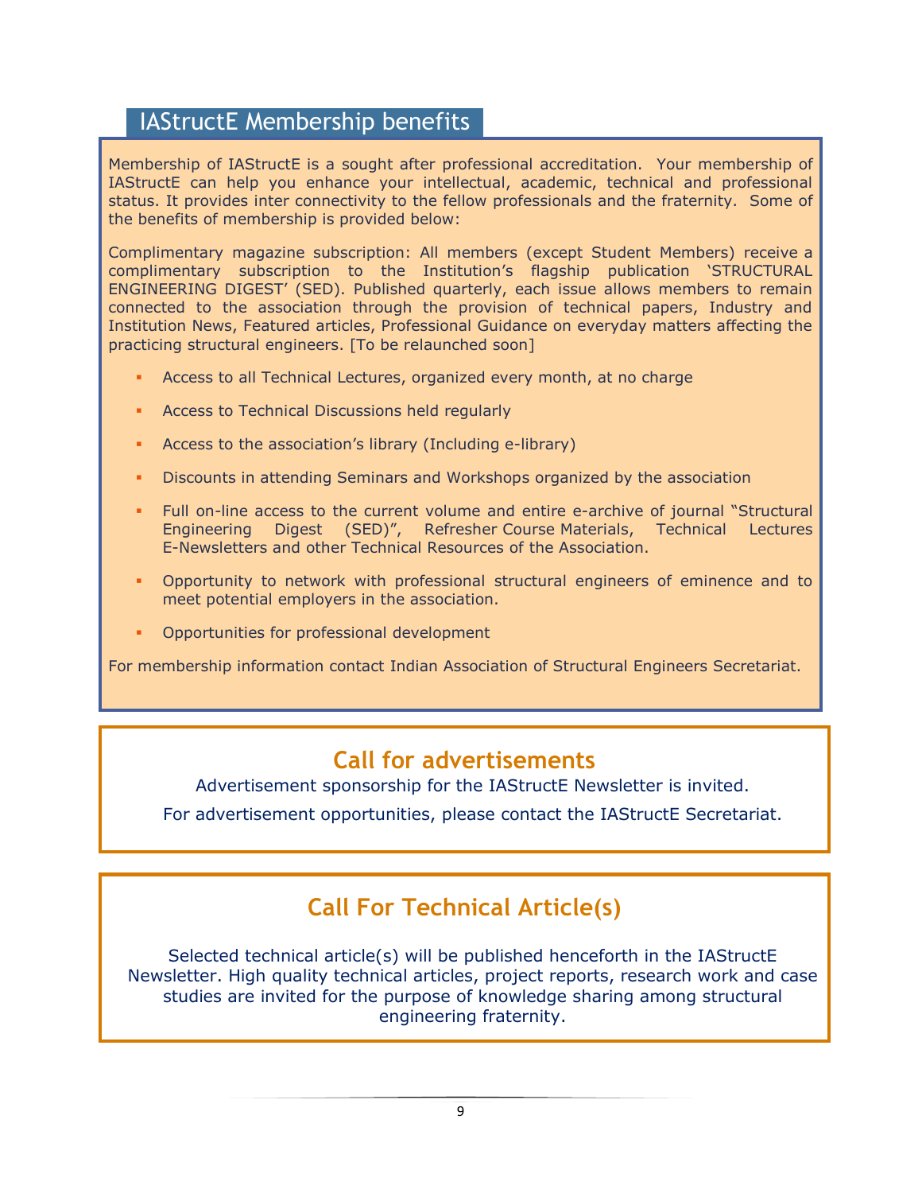## IAStructE Membership benefits

Membership of IAStructE is a sought after professional accreditation. Your membership of IAStructE can help you enhance your intellectual, academic, technical and professional status. It provides inter connectivity to the fellow professionals and the fraternity. Some of the benefits of membership is provided below:

Complimentary magazine subscription: All members (except Student Members) receive a complimentary subscription to the Institution's flagship publication 'STRUCTURAL ENGINEERING DIGEST' (SED). Published quarterly, each issue allows members to remain connected to the association through the provision of technical papers, Industry and Institution News, Featured articles, Professional Guidance on everyday matters affecting the practicing structural engineers. [To be relaunched soon]

- Access to all Technical Lectures, organized every month, at no charge
- Access to Technical Discussions held regularly
- Access to the association's library (Including e-library)
- Discounts in attending Seminars and Workshops organized by the association
- Full on-line access to the current volume and entire e-archive of journal "Structural Engineering Digest (SED)", Refresher Course Materials, Technical Lectures E-Newsletters and other Technical Resources of the Association.
- Opportunity to network with professional structural engineers of eminence and to meet potential employers in the association.
- Opportunities for professional development

For membership information contact Indian Association of Structural Engineers Secretariat.

## Call for advertisements

Advertisement sponsorship for the IAStructE Newsletter is invited.

For advertisement opportunities, please contact the IAStructE Secretariat.

## Call For Technical Article(s)

Selected technical article(s) will be published henceforth in the IAStructE Newsletter. High quality technical articles, project reports, research work and case studies are invited for the purpose of knowledge sharing among structural engineering fraternity.